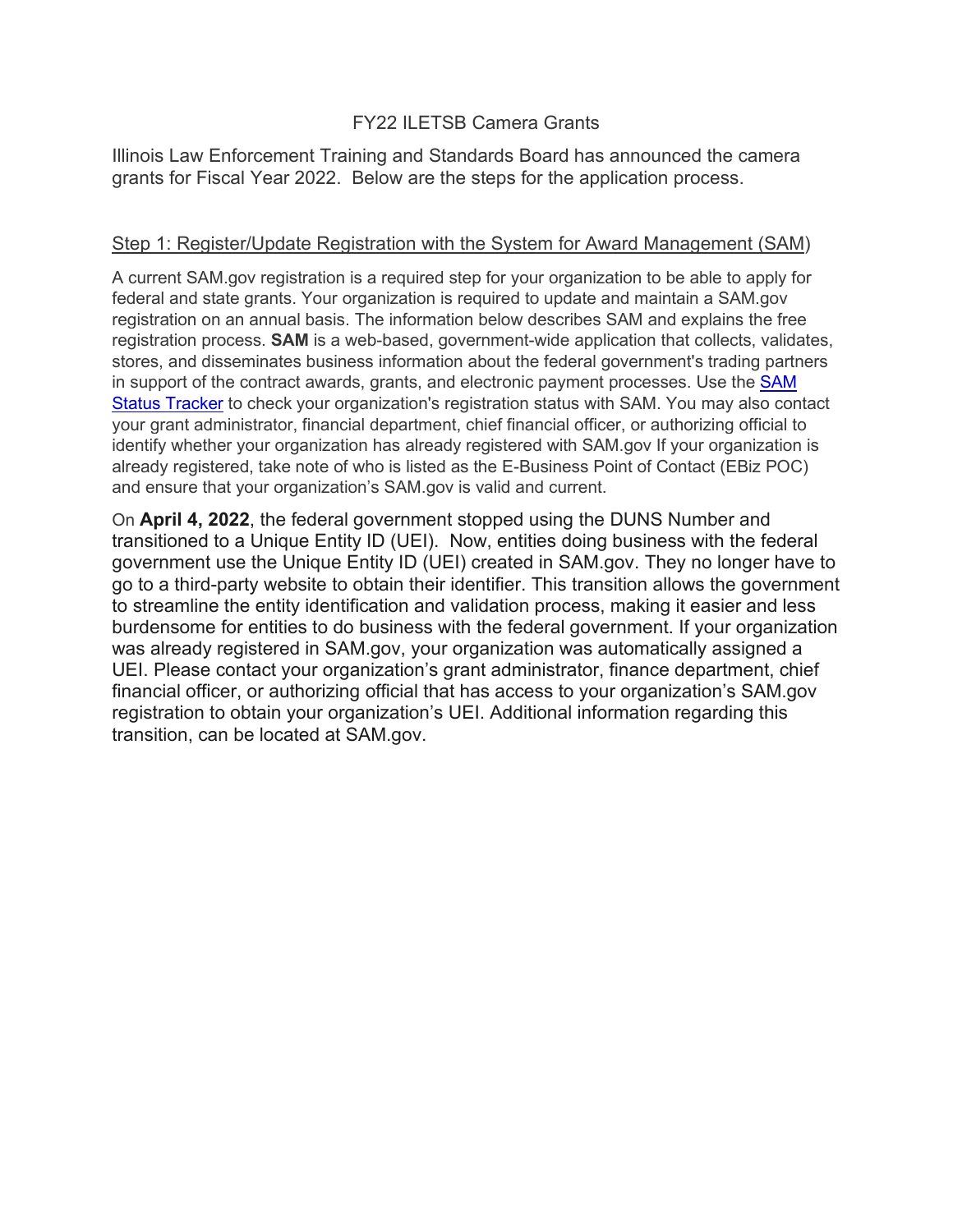# FY22 ILETSB Camera Grants

Illinois Law Enforcement Training and Standards Board has announced the camera grants for Fiscal Year 2022. Below are the steps for the application process.

## Step 1: Register/Update Registration with the System for Award Management (SAM)

A current SAM.gov registration is a required step for your organization to be able to apply for federal and state grants. Your organization is required to update and maintain a SAM.gov registration on an annual basis. The information below describes SAM and explains the free registration process. **SAM** is a web-based, government-wide application that collects, validates, stores, and disseminates business information about the federal government's trading partners in support of the contract awards, grants, and electronic payment processes. Use the SAM Status Tracker to check your organization's registration status with SAM. You may also contact your grant administrator, financial department, chief financial officer, or authorizing official to identify whether your organization has already registered with SAM.gov If your organization is already registered, take note of who is listed as the E-Business Point of Contact (EBiz POC) and ensure that your organization's SAM.gov is valid and current.

On **April 4, 2022**, the federal government stopped using the DUNS Number and transitioned to a Unique Entity ID (UEI). Now, entities doing business with the federal government use the Unique Entity ID (UEI) created in SAM.gov. They no longer have to go to a third-party website to obtain their identifier. This transition allows the government to streamline the entity identification and validation process, making it easier and less burdensome for entities to do business with the federal government. If your organization was already registered in SAM.gov, your organization was automatically assigned a UEI. Please contact your organization's grant administrator, finance department, chief financial officer, or authorizing official that has access to your organization's SAM.gov registration to obtain your organization's UEI. Additional information regarding this transition, can be located at SAM.gov.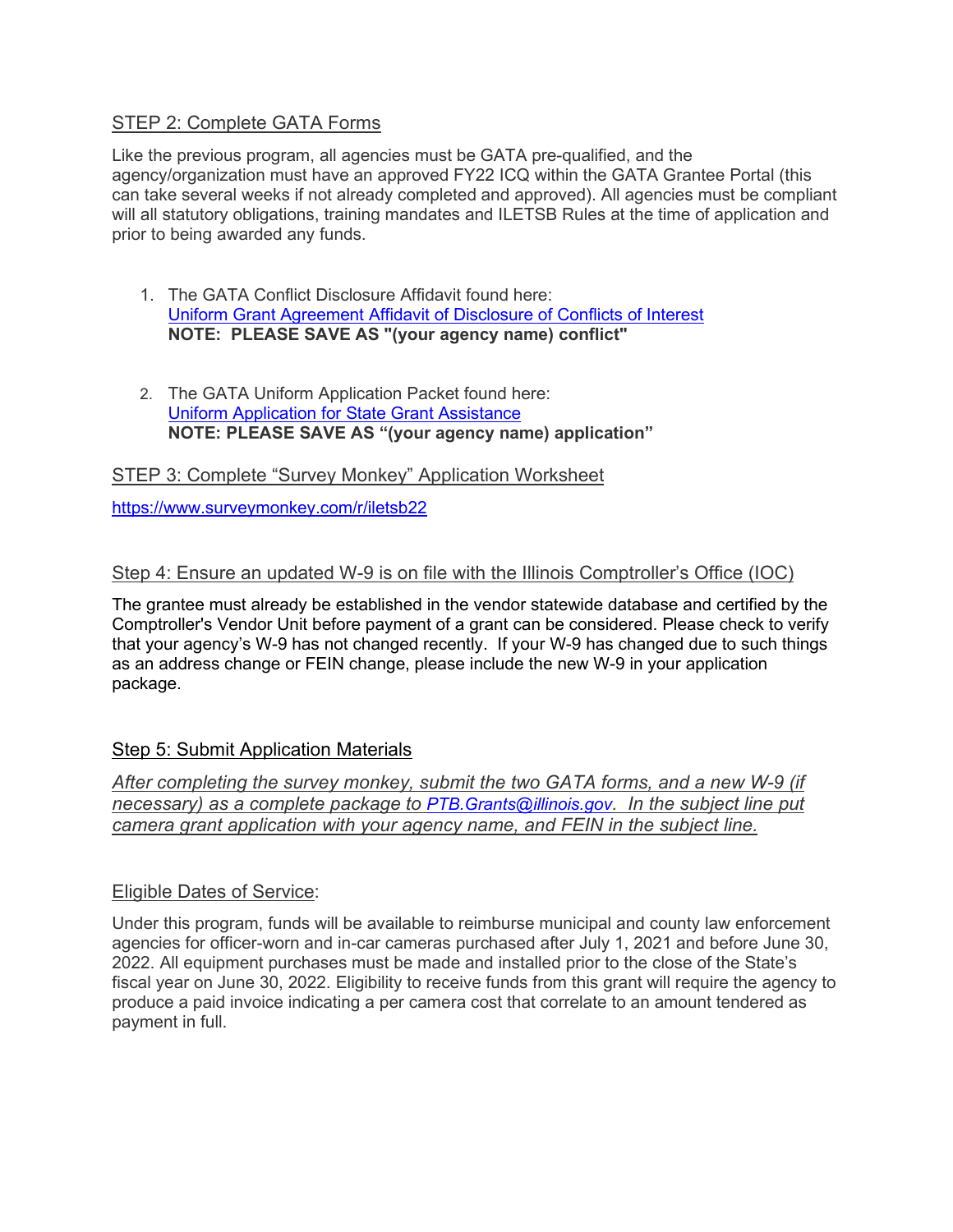## STEP 2: Complete GATA Forms

Like the previous program, all agencies must be GATA pre-qualified, and the agency/organization must have an approved FY22 ICQ within the GATA Grantee Portal (this can take several weeks if not already completed and approved). All agencies must be compliant will all statutory obligations, training mandates and ILETSB Rules at the time of application and prior to being awarded any funds.

1. The GATA Conflict Disclosure Affidavit found here:
   Uniform Grant Agreement Affidavit of Disclosure of Conflicts of Interest
   **NOTE: PLEASE SAVE AS "(your agency name) conflict"**

2. The GATA Uniform Application Packet found here:
   Uniform Application for State Grant Assistance
   **NOTE: PLEASE SAVE AS "(your agency name) application"**

## STEP 3: Complete "Survey Monkey" Application Worksheet

https://www.surveymonkey.com/r/iletsb22

## Step 4: Ensure an updated W-9 is on file with the Illinois Comptroller's Office (IOC)

The grantee must already be established in the vendor statewide database and certified by the Comptroller's Vendor Unit before payment of a grant can be considered. Please check to verify that your agency's W-9 has not changed recently. If your W-9 has changed due to such things as an address change or FEIN change, please include the new W-9 in your application package.

## Step 5: Submit Application Materials

*After completing the survey monkey, submit the two GATA forms, and a new W-9 (if necessary) as a complete package to PTB.Grants@illinois.gov. In the subject line put camera grant application with your agency name, and FEIN in the subject line.*

## Eligible Dates of Service:

Under this program, funds will be available to reimburse municipal and county law enforcement agencies for officer-worn and in-car cameras purchased after July 1, 2021 and before June 30, 2022. All equipment purchases must be made and installed prior to the close of the State's fiscal year on June 30, 2022. Eligibility to receive funds from this grant will require the agency to produce a paid invoice indicating a per camera cost that correlate to an amount tendered as payment in full.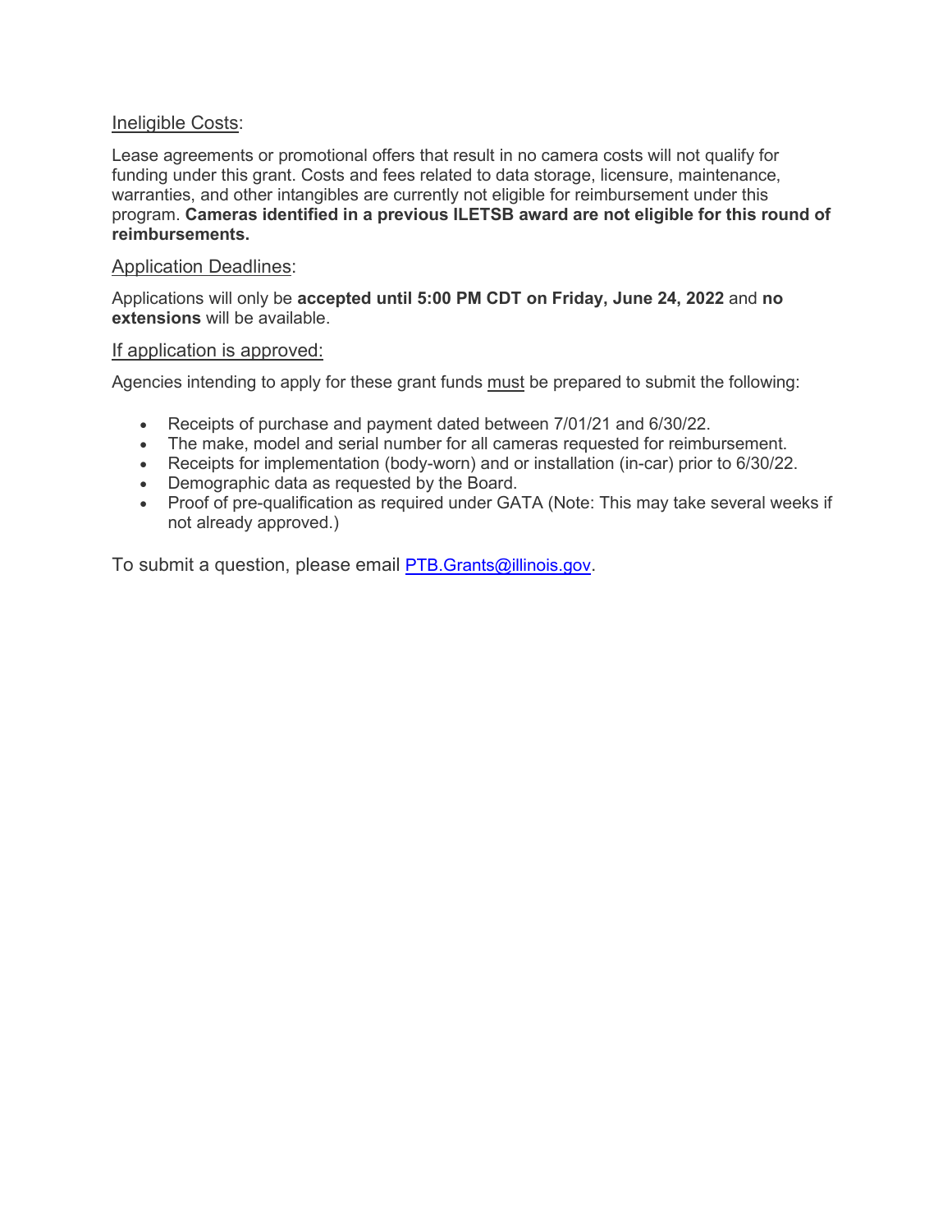Ineligible Costs:

Lease agreements or promotional offers that result in no camera costs will not qualify for funding under this grant. Costs and fees related to data storage, licensure, maintenance, warranties, and other intangibles are currently not eligible for reimbursement under this program. **Cameras identified in a previous ILETSB award are not eligible for this round of reimbursements.**

Application Deadlines:

Applications will only be **accepted until 5:00 PM CDT on Friday, June 24, 2022** and **no extensions** will be available.

If application is approved:

Agencies intending to apply for these grant funds must be prepared to submit the following:

- Receipts of purchase and payment dated between 7/01/21 and 6/30/22.
- The make, model and serial number for all cameras requested for reimbursement.
- Receipts for implementation (body-worn) and or installation (in-car) prior to 6/30/22.
- Demographic data as requested by the Board.
- Proof of pre-qualification as required under GATA (Note: This may take several weeks if not already approved.)

To submit a question, please email PTB.Grants@illinois.gov.